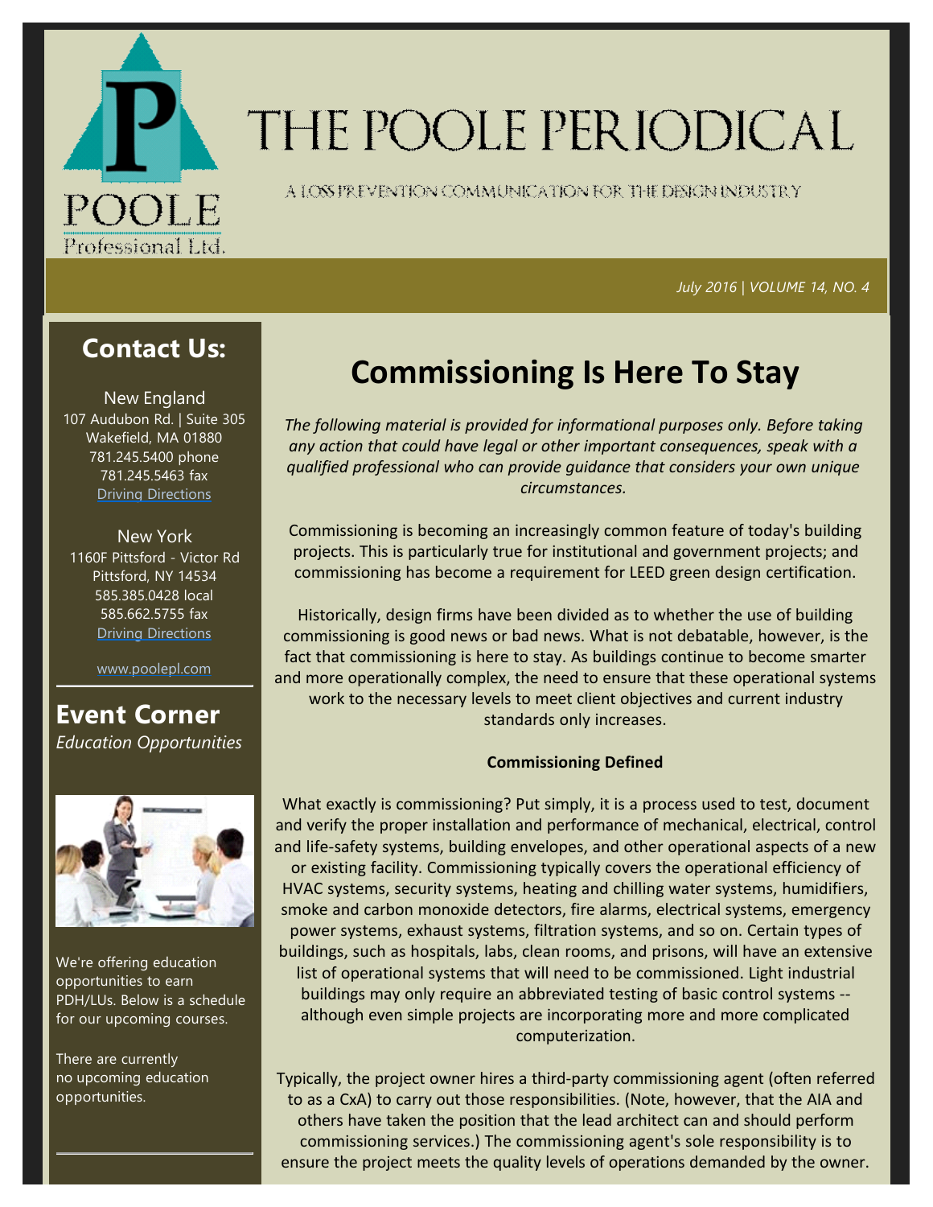# THE POOLE PERIODICAL

A LOSS PREVENTION COMMUNICATION FOR THE DESIGN INDUSTRY

*July 2016 | VOLUME 14, NO. 4*

## Contact Us:

New England
107 Audubon Rd. | Suite 305
Wakefield, MA 01880
781.245.5400 phone
781.245.5463 fax
Driving Directions

New York
1160F Pittsford - Victor Rd
Pittsford, NY 14534
585.385.0428 local
585.662.5755 fax
Driving Directions

www.poolepl.com

## Event Corner

*Education Opportunities*

We're offering education opportunities to earn PDH/LUs. Below is a schedule for our upcoming courses.

There are currently no upcoming education opportunities.

# Commissioning Is Here To Stay

*The following material is provided for informational purposes only. Before taking any action that could have legal or other important consequences, speak with a qualified professional who can provide guidance that considers your own unique circumstances.*

Commissioning is becoming an increasingly common feature of today's building projects. This is particularly true for institutional and government projects; and commissioning has become a requirement for LEED green design certification.

Historically, design firms have been divided as to whether the use of building commissioning is good news or bad news. What is not debatable, however, is the fact that commissioning is here to stay. As buildings continue to become smarter and more operationally complex, the need to ensure that these operational systems work to the necessary levels to meet client objectives and current industry standards only increases.

**Commissioning Defined**

What exactly is commissioning? Put simply, it is a process used to test, document and verify the proper installation and performance of mechanical, electrical, control and life-safety systems, building envelopes, and other operational aspects of a new or existing facility. Commissioning typically covers the operational efficiency of HVAC systems, security systems, heating and chilling water systems, humidifiers, smoke and carbon monoxide detectors, fire alarms, electrical systems, emergency power systems, exhaust systems, filtration systems, and so on. Certain types of buildings, such as hospitals, labs, clean rooms, and prisons, will have an extensive list of operational systems that will need to be commissioned. Light industrial buildings may only require an abbreviated testing of basic control systems -- although even simple projects are incorporating more and more complicated computerization.

Typically, the project owner hires a third-party commissioning agent (often referred to as a CxA) to carry out those responsibilities. (Note, however, that the AIA and others have taken the position that the lead architect can and should perform commissioning services.) The commissioning agent's sole responsibility is to ensure the project meets the quality levels of operations demanded by the owner.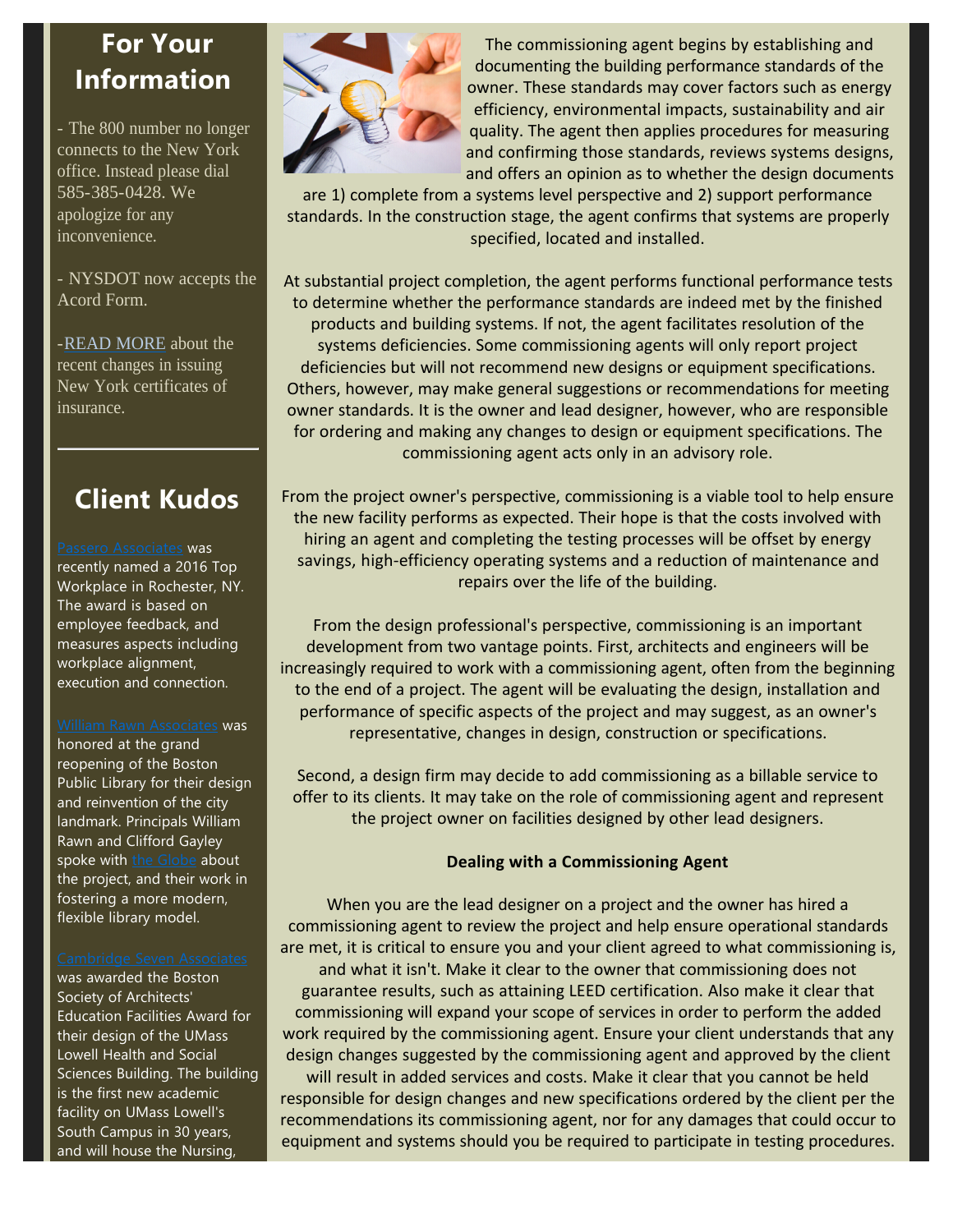## For Your Information

- The 800 number no longer connects to the New York office. Instead please dial 585-385-0428. We apologize for any inconvenience.

- NYSDOT now accepts the Acord Form.

-READ MORE about the recent changes in issuing New York certificates of insurance.

## Client Kudos

Passero Associates was recently named a 2016 Top Workplace in Rochester, NY. The award is based on employee feedback, and measures aspects including workplace alignment, execution and connection.

William Rawn Associates was honored at the grand reopening of the Boston Public Library for their design and reinvention of the city landmark. Principals William Rawn and Clifford Gayley spoke with the Globe about the project, and their work in fostering a more modern, flexible library model.

Cambridge Seven Associates was awarded the Boston Society of Architects' Education Facilities Award for their design of the UMass Lowell Health and Social Sciences Building. The building is the first new academic facility on UMass Lowell's South Campus in 30 years, and will house the Nursing,

The commissioning agent begins by establishing and documenting the building performance standards of the owner. These standards may cover factors such as energy efficiency, environmental impacts, sustainability and air quality. The agent then applies procedures for measuring and confirming those standards, reviews systems designs, and offers an opinion as to whether the design documents are 1) complete from a systems level perspective and 2) support performance standards. In the construction stage, the agent confirms that systems are properly specified, located and installed.

At substantial project completion, the agent performs functional performance tests to determine whether the performance standards are indeed met by the finished products and building systems. If not, the agent facilitates resolution of the systems deficiencies. Some commissioning agents will only report project deficiencies but will not recommend new designs or equipment specifications. Others, however, may make general suggestions or recommendations for meeting owner standards. It is the owner and lead designer, however, who are responsible for ordering and making any changes to design or equipment specifications. The commissioning agent acts only in an advisory role.

From the project owner's perspective, commissioning is a viable tool to help ensure the new facility performs as expected. Their hope is that the costs involved with hiring an agent and completing the testing processes will be offset by energy savings, high-efficiency operating systems and a reduction of maintenance and repairs over the life of the building.

From the design professional's perspective, commissioning is an important development from two vantage points. First, architects and engineers will be increasingly required to work with a commissioning agent, often from the beginning to the end of a project. The agent will be evaluating the design, installation and performance of specific aspects of the project and may suggest, as an owner's representative, changes in design, construction or specifications.

Second, a design firm may decide to add commissioning as a billable service to offer to its clients. It may take on the role of commissioning agent and represent the project owner on facilities designed by other lead designers.

**Dealing with a Commissioning Agent**

When you are the lead designer on a project and the owner has hired a commissioning agent to review the project and help ensure operational standards are met, it is critical to ensure you and your client agreed to what commissioning is, and what it isn't. Make it clear to the owner that commissioning does not guarantee results, such as attaining LEED certification. Also make it clear that commissioning will expand your scope of services in order to perform the added work required by the commissioning agent. Ensure your client understands that any design changes suggested by the commissioning agent and approved by the client will result in added services and costs. Make it clear that you cannot be held responsible for design changes and new specifications ordered by the client per the recommendations its commissioning agent, nor for any damages that could occur to equipment and systems should you be required to participate in testing procedures.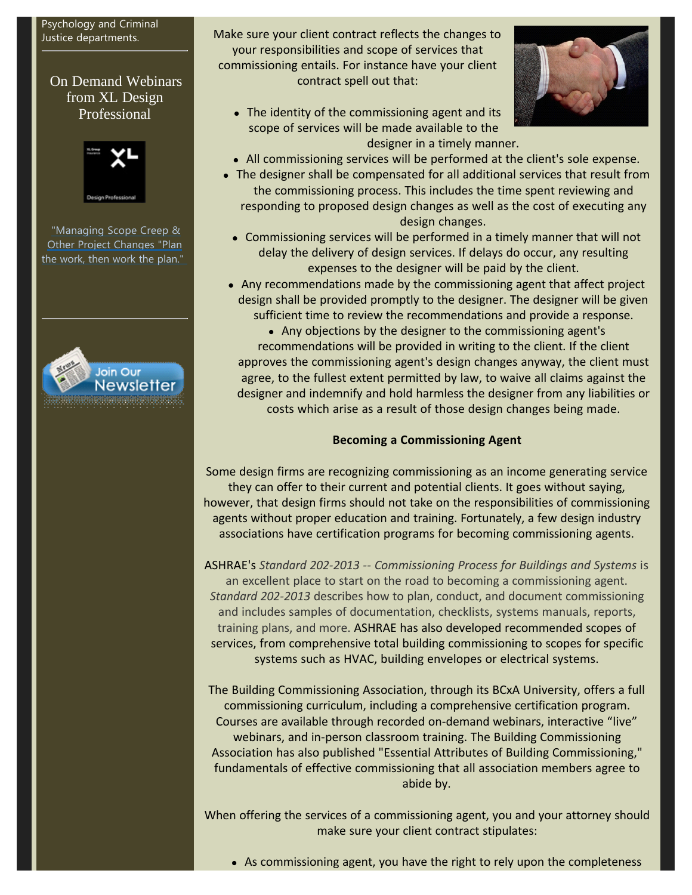Psychology and Criminal Justice departments.

On Demand Webinars from XL Design Professional

"Managing Scope Creep & Other Project Changes "Plan the work, then work the plan."

Make sure your client contract reflects the changes to your responsibilities and scope of services that commissioning entails. For instance have your client contract spell out that:

- The identity of the commissioning agent and its scope of services will be made available to the designer in a timely manner.
- All commissioning services will be performed at the client's sole expense.
- The designer shall be compensated for all additional services that result from the commissioning process. This includes the time spent reviewing and responding to proposed design changes as well as the cost of executing any design changes.
- Commissioning services will be performed in a timely manner that will not delay the delivery of design services. If delays do occur, any resulting expenses to the designer will be paid by the client.
- Any recommendations made by the commissioning agent that affect project design shall be provided promptly to the designer. The designer will be given sufficient time to review the recommendations and provide a response.
- Any objections by the designer to the commissioning agent's recommendations will be provided in writing to the client. If the client approves the commissioning agent's design changes anyway, the client must agree, to the fullest extent permitted by law, to waive all claims against the designer and indemnify and hold harmless the designer from any liabilities or costs which arise as a result of those design changes being made.

**Becoming a Commissioning Agent**

Some design firms are recognizing commissioning as an income generating service they can offer to their current and potential clients. It goes without saying, however, that design firms should not take on the responsibilities of commissioning agents without proper education and training. Fortunately, a few design industry associations have certification programs for becoming commissioning agents.

ASHRAE's *Standard 202-2013 -- Commissioning Process for Buildings and Systems* is an excellent place to start on the road to becoming a commissioning agent. *Standard 202-2013* describes how to plan, conduct, and document commissioning and includes samples of documentation, checklists, systems manuals, reports, training plans, and more. ASHRAE has also developed recommended scopes of services, from comprehensive total building commissioning to scopes for specific systems such as HVAC, building envelopes or electrical systems.

The Building Commissioning Association, through its BCxA University, offers a full commissioning curriculum, including a comprehensive certification program. Courses are available through recorded on-demand webinars, interactive "live" webinars, and in-person classroom training. The Building Commissioning Association has also published "Essential Attributes of Building Commissioning," fundamentals of effective commissioning that all association members agree to abide by.

When offering the services of a commissioning agent, you and your attorney should make sure your client contract stipulates:

- As commissioning agent, you have the right to rely upon the completeness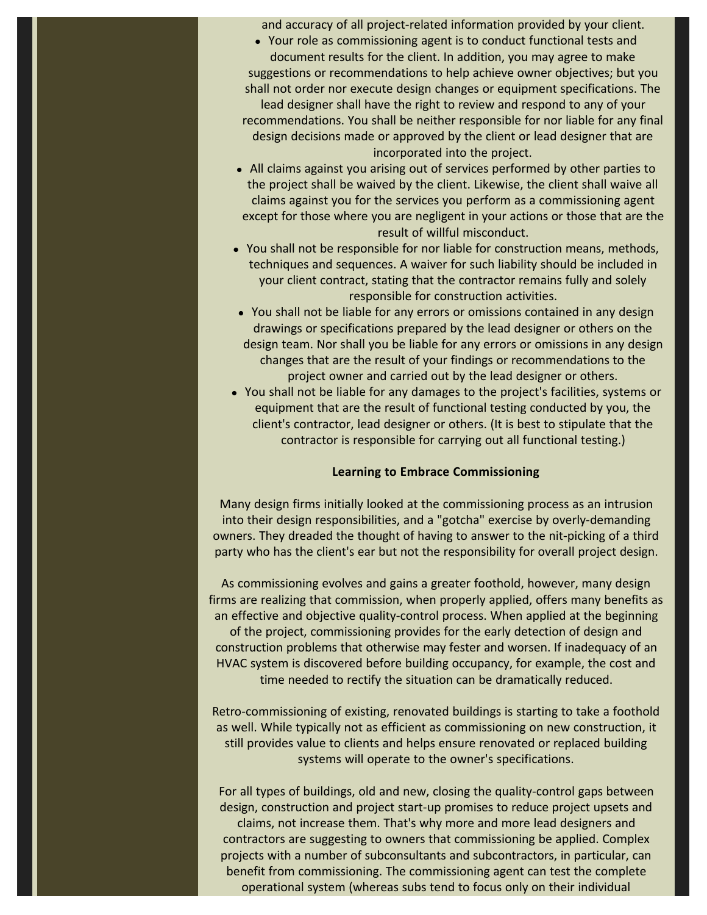and accuracy of all project-related information provided by your client.

- Your role as commissioning agent is to conduct functional tests and document results for the client. In addition, you may agree to make suggestions or recommendations to help achieve owner objectives; but you shall not order nor execute design changes or equipment specifications. The lead designer shall have the right to review and respond to any of your recommendations. You shall be neither responsible for nor liable for any final design decisions made or approved by the client or lead designer that are incorporated into the project.
- All claims against you arising out of services performed by other parties to the project shall be waived by the client. Likewise, the client shall waive all claims against you for the services you perform as a commissioning agent except for those where you are negligent in your actions or those that are the result of willful misconduct.
- You shall not be responsible for nor liable for construction means, methods, techniques and sequences. A waiver for such liability should be included in your client contract, stating that the contractor remains fully and solely responsible for construction activities.
- You shall not be liable for any errors or omissions contained in any design drawings or specifications prepared by the lead designer or others on the design team. Nor shall you be liable for any errors or omissions in any design changes that are the result of your findings or recommendations to the project owner and carried out by the lead designer or others.
- You shall not be liable for any damages to the project's facilities, systems or equipment that are the result of functional testing conducted by you, the client's contractor, lead designer or others. (It is best to stipulate that the contractor is responsible for carrying out all functional testing.)

**Learning to Embrace Commissioning**

Many design firms initially looked at the commissioning process as an intrusion into their design responsibilities, and a "gotcha" exercise by overly-demanding owners. They dreaded the thought of having to answer to the nit-picking of a third party who has the client's ear but not the responsibility for overall project design.

As commissioning evolves and gains a greater foothold, however, many design firms are realizing that commission, when properly applied, offers many benefits as an effective and objective quality-control process. When applied at the beginning of the project, commissioning provides for the early detection of design and construction problems that otherwise may fester and worsen. If inadequacy of an HVAC system is discovered before building occupancy, for example, the cost and time needed to rectify the situation can be dramatically reduced.

Retro-commissioning of existing, renovated buildings is starting to take a foothold as well. While typically not as efficient as commissioning on new construction, it still provides value to clients and helps ensure renovated or replaced building systems will operate to the owner's specifications.

For all types of buildings, old and new, closing the quality-control gaps between design, construction and project start-up promises to reduce project upsets and claims, not increase them. That's why more and more lead designers and contractors are suggesting to owners that commissioning be applied. Complex projects with a number of subconsultants and subcontractors, in particular, can benefit from commissioning. The commissioning agent can test the complete operational system (whereas subs tend to focus only on their individual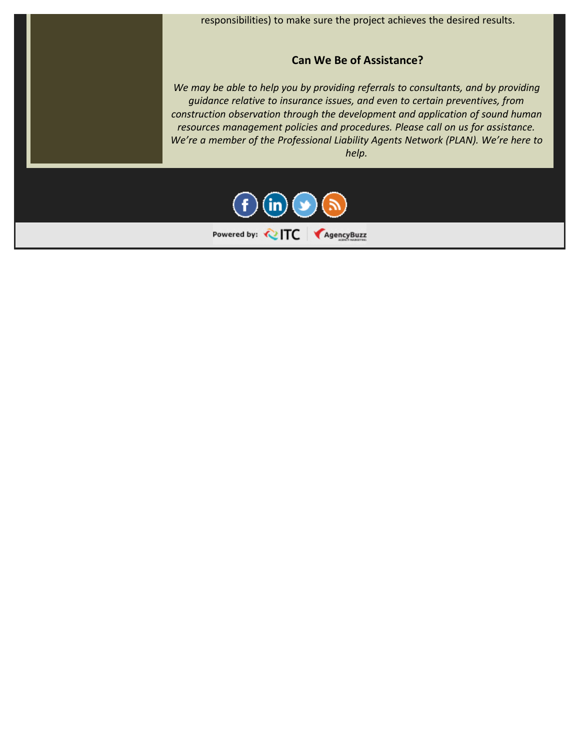responsibilities) to make sure the project achieves the desired results.

### Can We Be of Assistance?

*We may be able to help you by providing referrals to consultants, and by providing guidance relative to insurance issues, and even to certain preventives, from construction observation through the development and application of sound human resources management policies and procedures. Please call on us for assistance. We're a member of the Professional Liability Agents Network (PLAN). We're here to help.*

Powered by: ITC AgencyBuzz